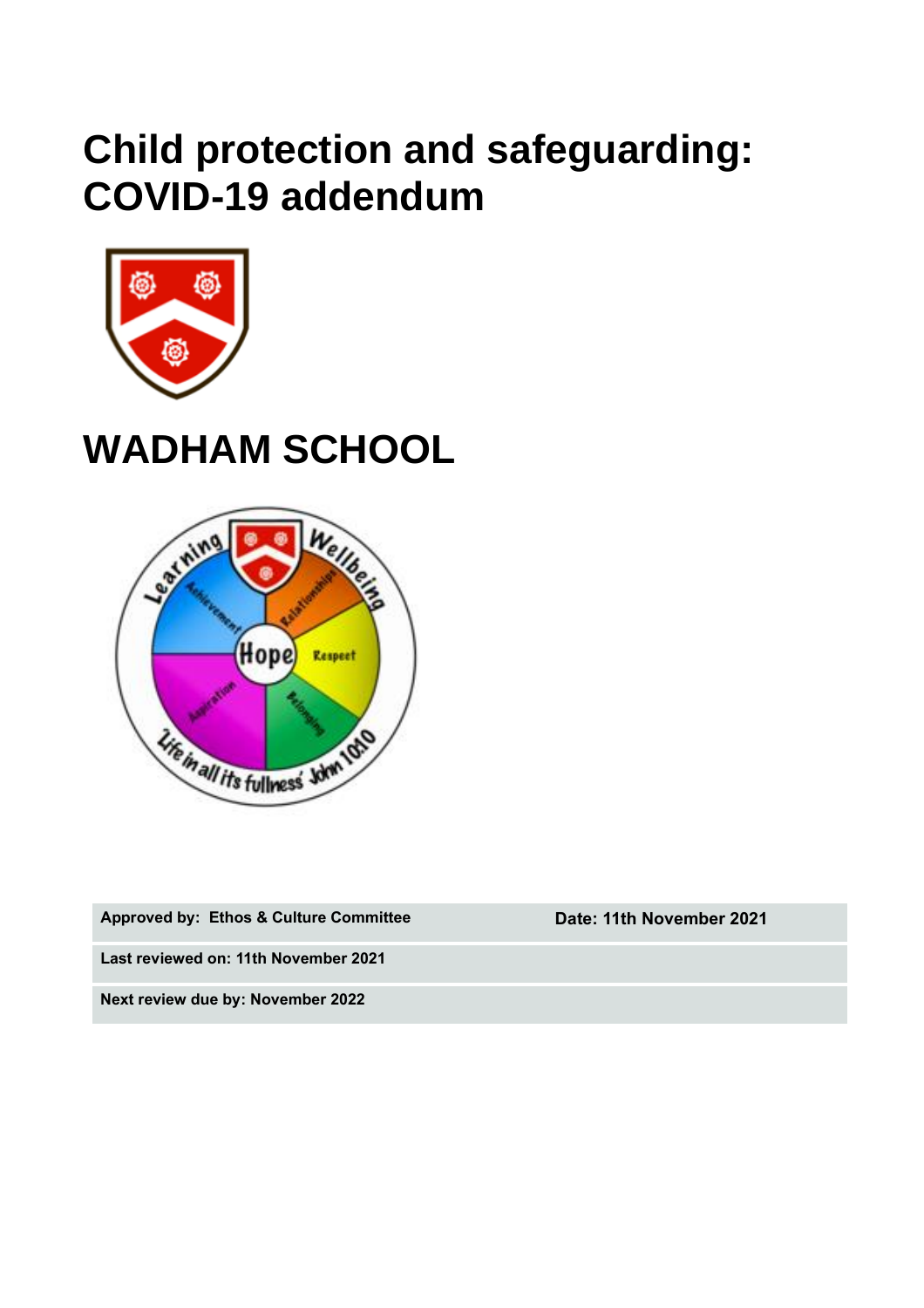# Child protection and safeguarding: COVID-19 addendum

# WADHAM SCHOOL

| Approved by: Ethos & Culture Committee | Date: 11th November 2021 |
|---|---|
| Last reviewed on: 11th November 2021 | |
| Next review due by: November 2022 | |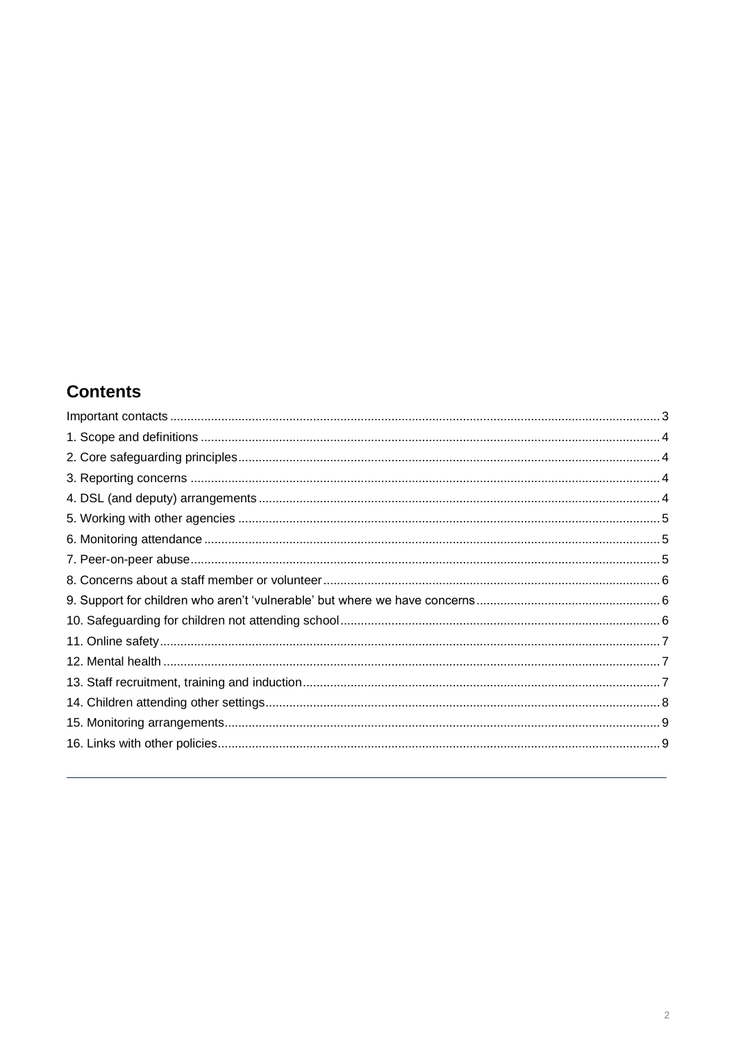## Contents

Important contacts ............................................................ 3
1. Scope and definitions ............................................................ 4
2. Core safeguarding principles ............................................................ 4
3. Reporting concerns ............................................................ 4
4. DSL (and deputy) arrangements ............................................................ 4
5. Working with other agencies ............................................................ 5
6. Monitoring attendance ............................................................ 5
7. Peer-on-peer abuse ............................................................ 5
8. Concerns about a staff member or volunteer ............................................................ 6
9. Support for children who aren't 'vulnerable' but where we have concerns ............................................................ 6
10. Safeguarding for children not attending school ............................................................ 6
11. Online safety ............................................................ 7
12. Mental health ............................................................ 7
13. Staff recruitment, training and induction ............................................................ 7
14. Children attending other settings ............................................................ 8
15. Monitoring arrangements ............................................................ 9
16. Links with other policies ............................................................ 9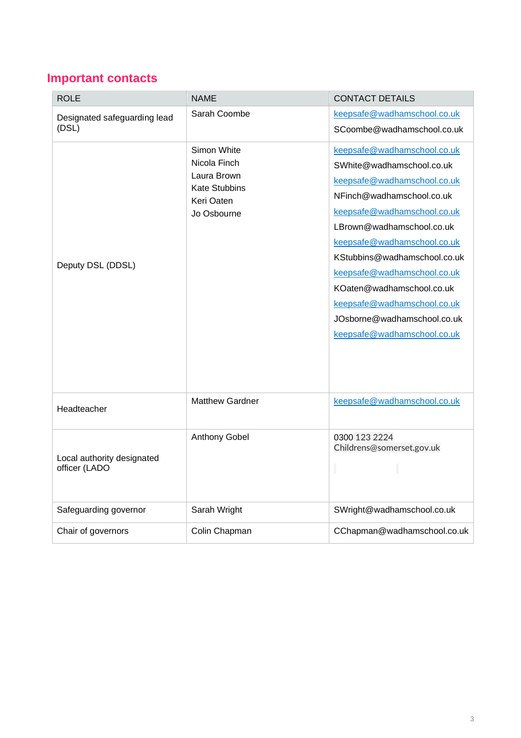## Important contacts

| ROLE | NAME | CONTACT DETAILS |
|---|---|---|
| Designated safeguarding lead (DSL) | Sarah Coombe | keepsafe@wadhamschool.co.uk<br>SCoombe@wadhamschool.co.uk |
| Deputy DSL (DDSL) | Simon White<br>Nicola Finch<br>Laura Brown<br>Kate Stubbins<br>Keri Oaten<br>Jo Osbourne | keepsafe@wadhamschool.co.uk<br>SWhite@wadhamschool.co.uk<br>keepsafe@wadhamschool.co.uk<br>NFinch@wadhamschool.co.uk<br>keepsafe@wadhamschool.co.uk<br>LBrown@wadhamschool.co.uk<br>keepsafe@wadhamschool.co.uk<br>KStubbins@wadhamschool.co.uk<br>keepsafe@wadhamschool.co.uk<br>KOaten@wadhamschool.co.uk<br>keepsafe@wadhamschool.co.uk<br>JOsborne@wadhamschool.co.uk<br>keepsafe@wadhamschool.co.uk |
| Headteacher | Matthew Gardner | keepsafe@wadhamschool.co.uk |
| Local authority designated officer (LADO | Anthony Gobel | 0300 123 2224<br>Childrens@somerset.gov.uk |
| Safeguarding governor | Sarah Wright | SWright@wadhamschool.co.uk |
| Chair of governors | Colin Chapman | CChapman@wadhamschool.co.uk |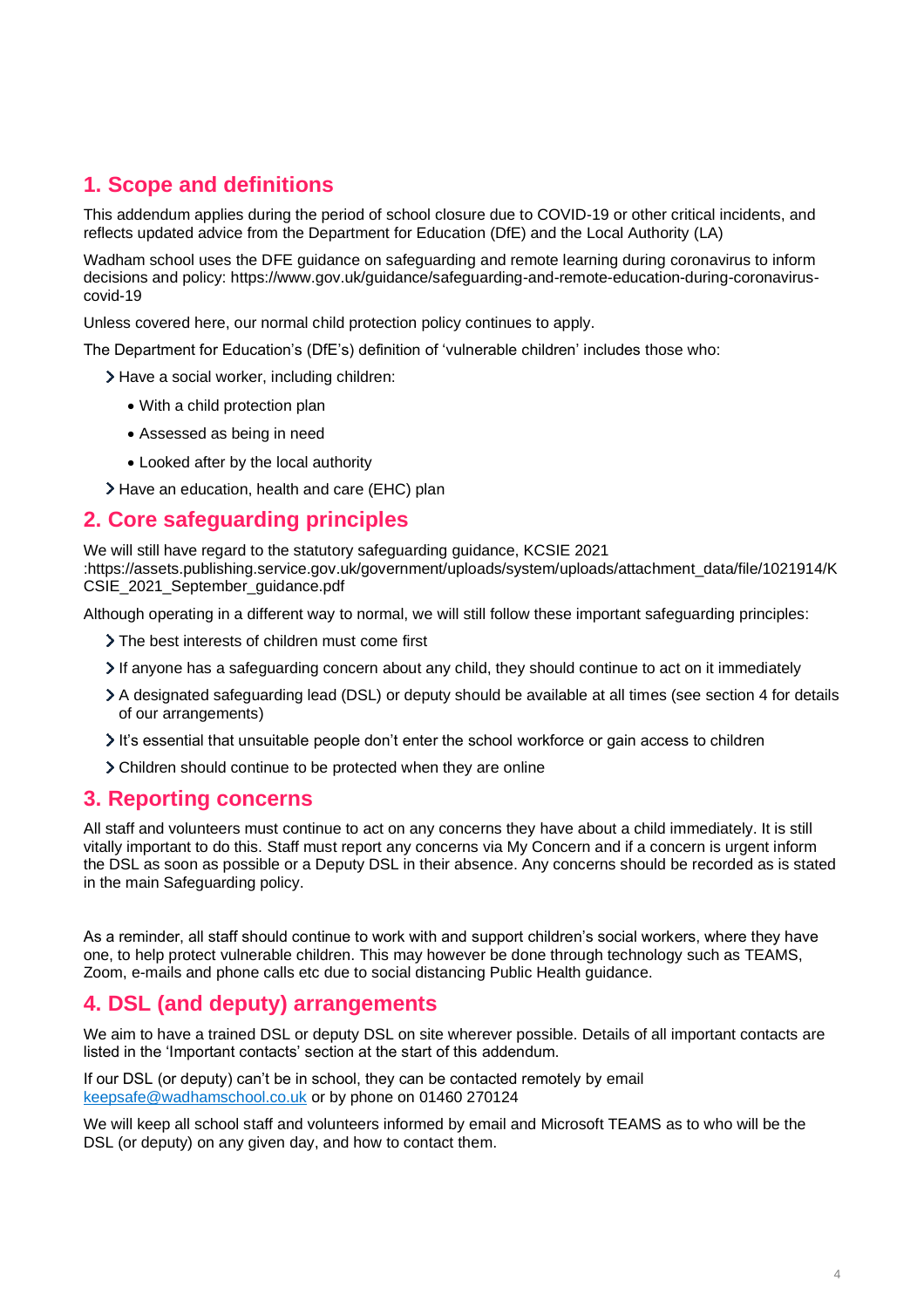## 1. Scope and definitions

This addendum applies during the period of school closure due to COVID-19 or other critical incidents, and reflects updated advice from the Department for Education (DfE) and the Local Authority (LA)

Wadham school uses the DFE guidance on safeguarding and remote learning during coronavirus to inform decisions and policy: https://www.gov.uk/guidance/safeguarding-and-remote-education-during-coronavirus-covid-19

Unless covered here, our normal child protection policy continues to apply.

The Department for Education's (DfE's) definition of 'vulnerable children' includes those who:

- Have a social worker, including children:
  - With a child protection plan
  - Assessed as being in need
  - Looked after by the local authority
- Have an education, health and care (EHC) plan

## 2. Core safeguarding principles

We will still have regard to the statutory safeguarding guidance, KCSIE 2021 :https://assets.publishing.service.gov.uk/government/uploads/system/uploads/attachment_data/file/1021914/KCSIE_2021_September_guidance.pdf

Although operating in a different way to normal, we will still follow these important safeguarding principles:

- The best interests of children must come first
- If anyone has a safeguarding concern about any child, they should continue to act on it immediately
- A designated safeguarding lead (DSL) or deputy should be available at all times (see section 4 for details of our arrangements)
- It's essential that unsuitable people don't enter the school workforce or gain access to children
- Children should continue to be protected when they are online

## 3. Reporting concerns

All staff and volunteers must continue to act on any concerns they have about a child immediately. It is still vitally important to do this. Staff must report any concerns via My Concern and if a concern is urgent inform the DSL as soon as possible or a Deputy DSL in their absence. Any concerns should be recorded as is stated in the main Safeguarding policy.

As a reminder, all staff should continue to work with and support children's social workers, where they have one, to help protect vulnerable children. This may however be done through technology such as TEAMS, Zoom, e-mails and phone calls etc due to social distancing Public Health guidance.

## 4. DSL (and deputy) arrangements

We aim to have a trained DSL or deputy DSL on site wherever possible. Details of all important contacts are listed in the 'Important contacts' section at the start of this addendum.

If our DSL (or deputy) can't be in school, they can be contacted remotely by email keepsafe@wadhamschool.co.uk or by phone on 01460 270124

We will keep all school staff and volunteers informed by email and Microsoft TEAMS as to who will be the DSL (or deputy) on any given day, and how to contact them.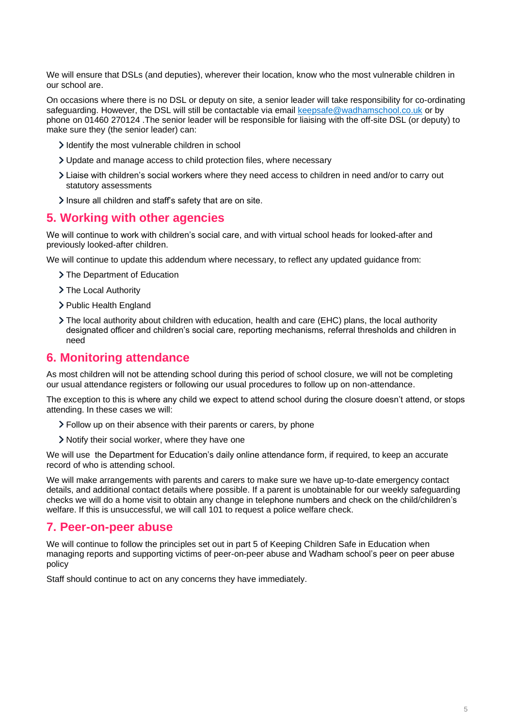We will ensure that DSLs (and deputies), wherever their location, know who the most vulnerable children in our school are.

On occasions where there is no DSL or deputy on site, a senior leader will take responsibility for co-ordinating safeguarding. However, the DSL will still be contactable via email keepsafe@wadhamschool.co.uk or by phone on 01460 270124 .The senior leader will be responsible for liaising with the off-site DSL (or deputy) to make sure they (the senior leader) can:

- Identify the most vulnerable children in school
- Update and manage access to child protection files, where necessary
- Liaise with children's social workers where they need access to children in need and/or to carry out statutory assessments
- Insure all children and staff's safety that are on site.

## 5. Working with other agencies

We will continue to work with children's social care, and with virtual school heads for looked-after and previously looked-after children.

We will continue to update this addendum where necessary, to reflect any updated guidance from:

- The Department of Education
- The Local Authority
- Public Health England
- The local authority about children with education, health and care (EHC) plans, the local authority designated officer and children's social care, reporting mechanisms, referral thresholds and children in need

## 6. Monitoring attendance

As most children will not be attending school during this period of school closure, we will not be completing our usual attendance registers or following our usual procedures to follow up on non-attendance.

The exception to this is where any child we expect to attend school during the closure doesn't attend, or stops attending. In these cases we will:

- Follow up on their absence with their parents or carers, by phone
- Notify their social worker, where they have one

We will use  the Department for Education's daily online attendance form, if required, to keep an accurate record of who is attending school.

We will make arrangements with parents and carers to make sure we have up-to-date emergency contact details, and additional contact details where possible. If a parent is unobtainable for our weekly safeguarding checks we will do a home visit to obtain any change in telephone numbers and check on the child/children's welfare. If this is unsuccessful, we will call 101 to request a police welfare check.

## 7. Peer-on-peer abuse

We will continue to follow the principles set out in part 5 of Keeping Children Safe in Education when managing reports and supporting victims of peer-on-peer abuse and Wadham school's peer on peer abuse policy

Staff should continue to act on any concerns they have immediately.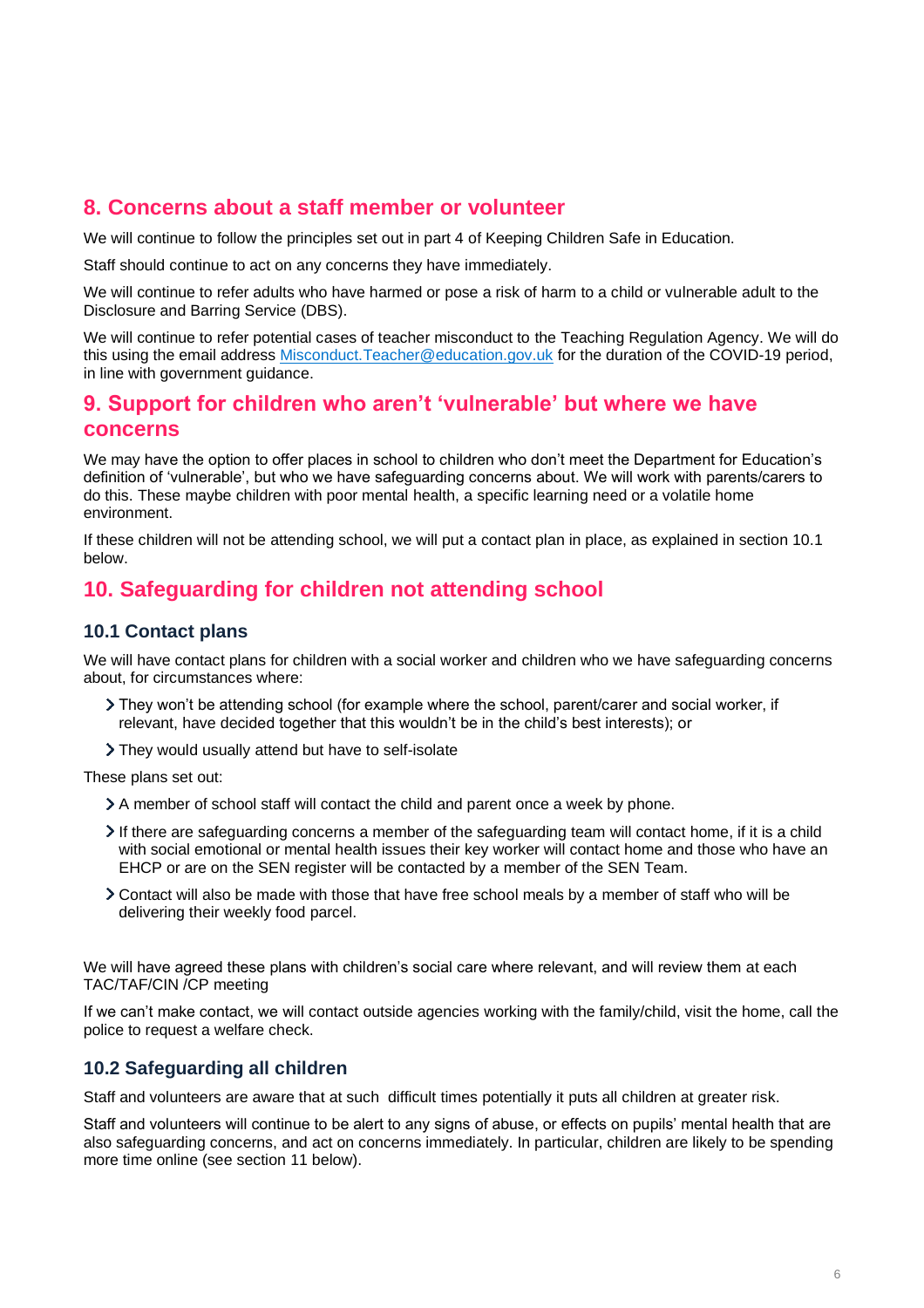## 8. Concerns about a staff member or volunteer

We will continue to follow the principles set out in part 4 of Keeping Children Safe in Education.

Staff should continue to act on any concerns they have immediately.

We will continue to refer adults who have harmed or pose a risk of harm to a child or vulnerable adult to the Disclosure and Barring Service (DBS).

We will continue to refer potential cases of teacher misconduct to the Teaching Regulation Agency. We will do this using the email address [Misconduct.Teacher@education.gov.uk](mailto:Misconduct.Teacher@education.gov.uk) for the duration of the COVID-19 period, in line with government guidance.

## 9. Support for children who aren't 'vulnerable' but where we have concerns

We may have the option to offer places in school to children who don't meet the Department for Education's definition of 'vulnerable', but who we have safeguarding concerns about. We will work with parents/carers to do this. These maybe children with poor mental health, a specific learning need or a volatile home environment.

If these children will not be attending school, we will put a contact plan in place, as explained in section 10.1 below.

## 10. Safeguarding for children not attending school

### 10.1 Contact plans

We will have contact plans for children with a social worker and children who we have safeguarding concerns about, for circumstances where:

- They won't be attending school (for example where the school, parent/carer and social worker, if relevant, have decided together that this wouldn't be in the child's best interests); or
- They would usually attend but have to self-isolate

These plans set out:

- A member of school staff will contact the child and parent once a week by phone.
- If there are safeguarding concerns a member of the safeguarding team will contact home, if it is a child with social emotional or mental health issues their key worker will contact home and those who have an EHCP or are on the SEN register will be contacted by a member of the SEN Team.
- Contact will also be made with those that have free school meals by a member of staff who will be delivering their weekly food parcel.

We will have agreed these plans with children's social care where relevant, and will review them at each TAC/TAF/CIN /CP meeting

If we can't make contact, we will contact outside agencies working with the family/child, visit the home, call the police to request a welfare check.

### 10.2 Safeguarding all children

Staff and volunteers are aware that at such difficult times potentially it puts all children at greater risk.

Staff and volunteers will continue to be alert to any signs of abuse, or effects on pupils' mental health that are also safeguarding concerns, and act on concerns immediately. In particular, children are likely to be spending more time online (see section 11 below).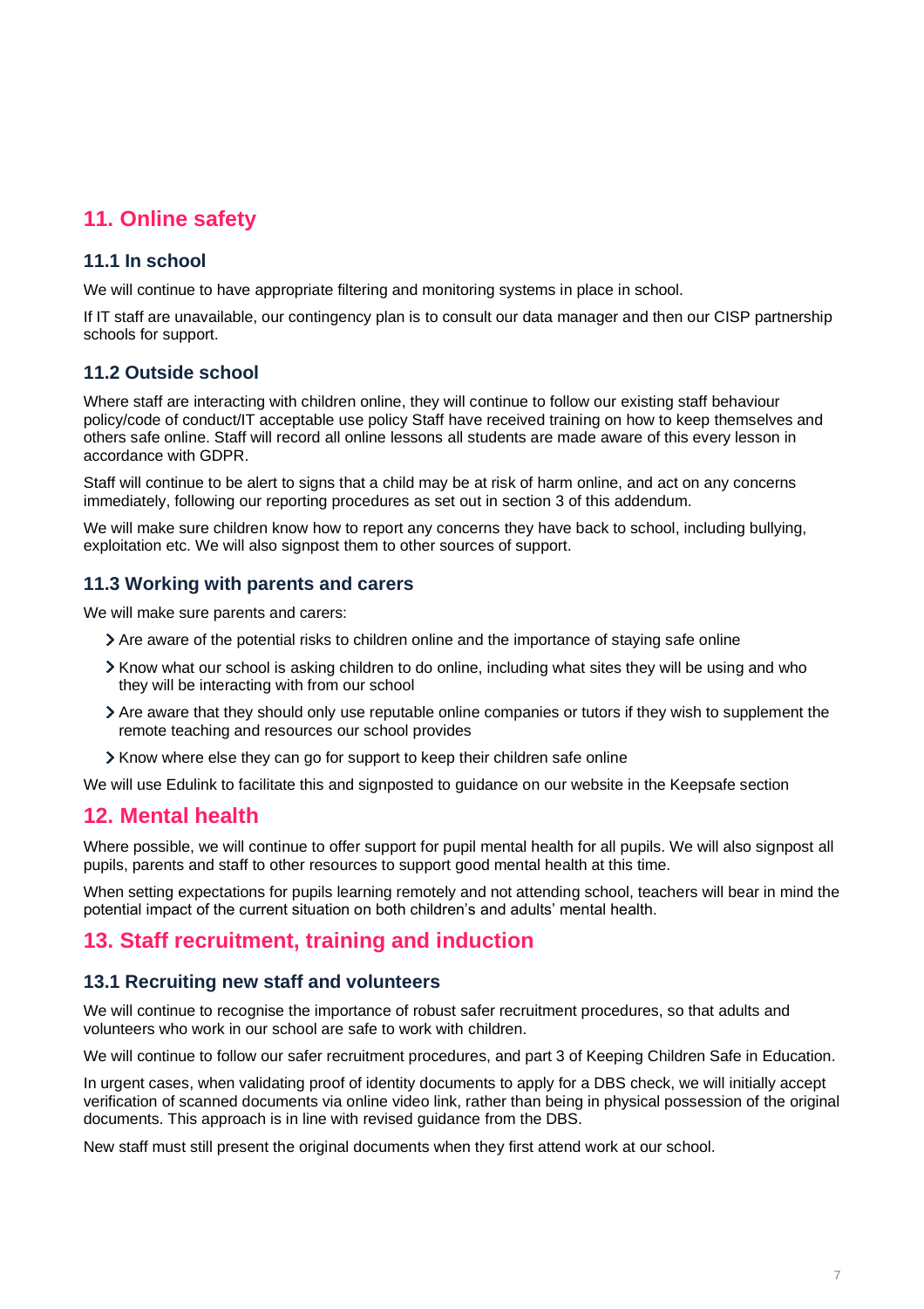## 11. Online safety

### 11.1 In school

We will continue to have appropriate filtering and monitoring systems in place in school.

If IT staff are unavailable, our contingency plan is to consult our data manager and then our CISP partnership schools for support.

### 11.2 Outside school

Where staff are interacting with children online, they will continue to follow our existing staff behaviour policy/code of conduct/IT acceptable use policy Staff have received training on how to keep themselves and others safe online. Staff will record all online lessons all students are made aware of this every lesson in accordance with GDPR.

Staff will continue to be alert to signs that a child may be at risk of harm online, and act on any concerns immediately, following our reporting procedures as set out in section 3 of this addendum.

We will make sure children know how to report any concerns they have back to school, including bullying, exploitation etc. We will also signpost them to other sources of support.

### 11.3 Working with parents and carers

We will make sure parents and carers:

- Are aware of the potential risks to children online and the importance of staying safe online
- Know what our school is asking children to do online, including what sites they will be using and who they will be interacting with from our school
- Are aware that they should only use reputable online companies or tutors if they wish to supplement the remote teaching and resources our school provides
- Know where else they can go for support to keep their children safe online

We will use Edulink to facilitate this and signposted to guidance on our website in the Keepsafe section

## 12. Mental health

Where possible, we will continue to offer support for pupil mental health for all pupils. We will also signpost all pupils, parents and staff to other resources to support good mental health at this time.

When setting expectations for pupils learning remotely and not attending school, teachers will bear in mind the potential impact of the current situation on both children's and adults' mental health.

## 13. Staff recruitment, training and induction

### 13.1 Recruiting new staff and volunteers

We will continue to recognise the importance of robust safer recruitment procedures, so that adults and volunteers who work in our school are safe to work with children.

We will continue to follow our safer recruitment procedures, and part 3 of Keeping Children Safe in Education.

In urgent cases, when validating proof of identity documents to apply for a DBS check, we will initially accept verification of scanned documents via online video link, rather than being in physical possession of the original documents. This approach is in line with revised guidance from the DBS.

New staff must still present the original documents when they first attend work at our school.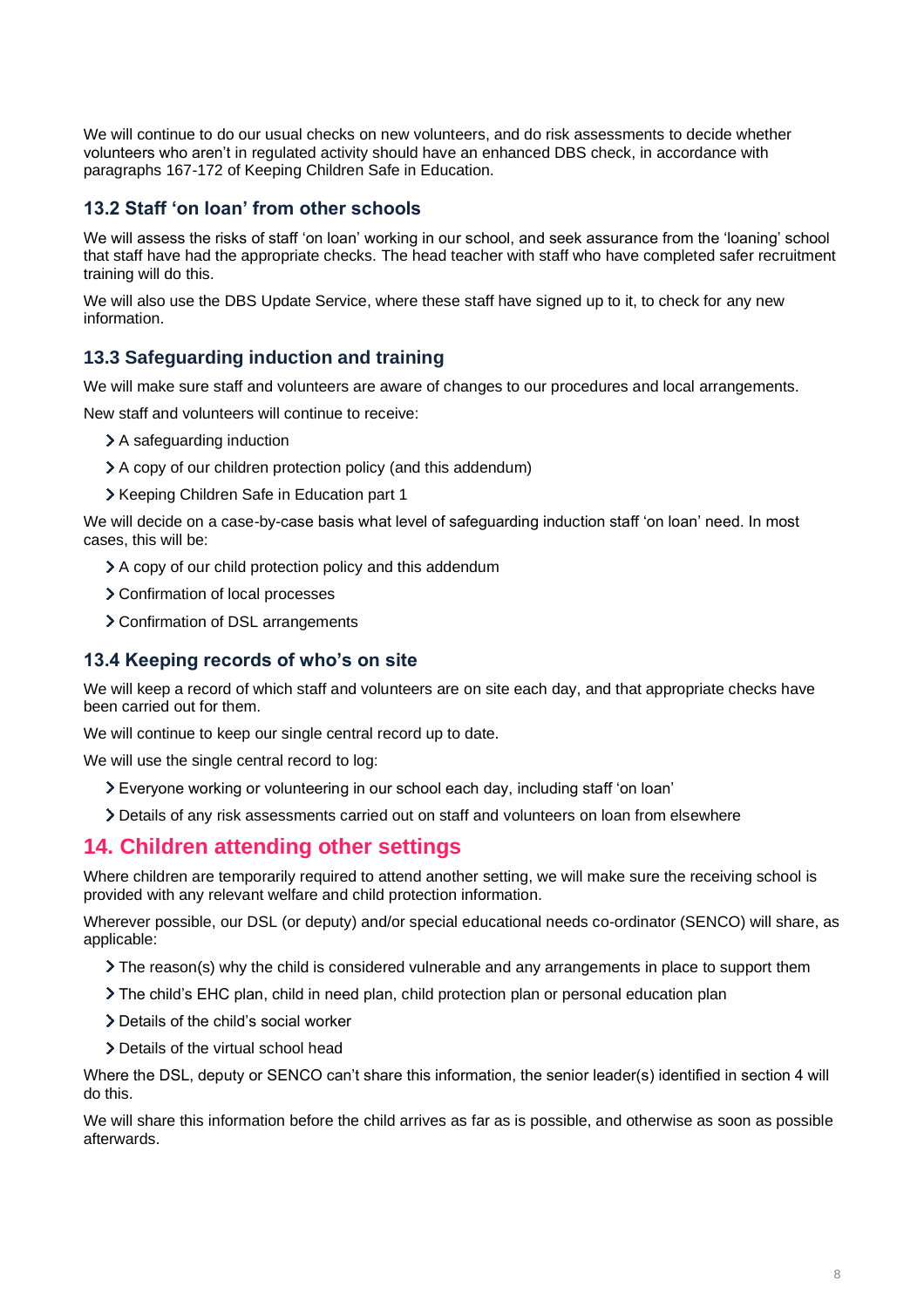We will continue to do our usual checks on new volunteers, and do risk assessments to decide whether volunteers who aren't in regulated activity should have an enhanced DBS check, in accordance with paragraphs 167-172 of Keeping Children Safe in Education.

### 13.2 Staff 'on loan' from other schools

We will assess the risks of staff 'on loan' working in our school, and seek assurance from the 'loaning' school that staff have had the appropriate checks. The head teacher with staff who have completed safer recruitment training will do this.

We will also use the DBS Update Service, where these staff have signed up to it, to check for any new information.

### 13.3 Safeguarding induction and training

We will make sure staff and volunteers are aware of changes to our procedures and local arrangements.

New staff and volunteers will continue to receive:

- A safeguarding induction
- A copy of our children protection policy (and this addendum)
- Keeping Children Safe in Education part 1

We will decide on a case-by-case basis what level of safeguarding induction staff 'on loan' need. In most cases, this will be:

- A copy of our child protection policy and this addendum
- Confirmation of local processes
- Confirmation of DSL arrangements

### 13.4 Keeping records of who's on site

We will keep a record of which staff and volunteers are on site each day, and that appropriate checks have been carried out for them.

We will continue to keep our single central record up to date.

We will use the single central record to log:

- Everyone working or volunteering in our school each day, including staff 'on loan'
- Details of any risk assessments carried out on staff and volunteers on loan from elsewhere

## 14. Children attending other settings

Where children are temporarily required to attend another setting, we will make sure the receiving school is provided with any relevant welfare and child protection information.

Wherever possible, our DSL (or deputy) and/or special educational needs co-ordinator (SENCO) will share, as applicable:

- The reason(s) why the child is considered vulnerable and any arrangements in place to support them
- The child's EHC plan, child in need plan, child protection plan or personal education plan
- Details of the child's social worker
- Details of the virtual school head

Where the DSL, deputy or SENCO can't share this information, the senior leader(s) identified in section 4 will do this.

We will share this information before the child arrives as far as is possible, and otherwise as soon as possible afterwards.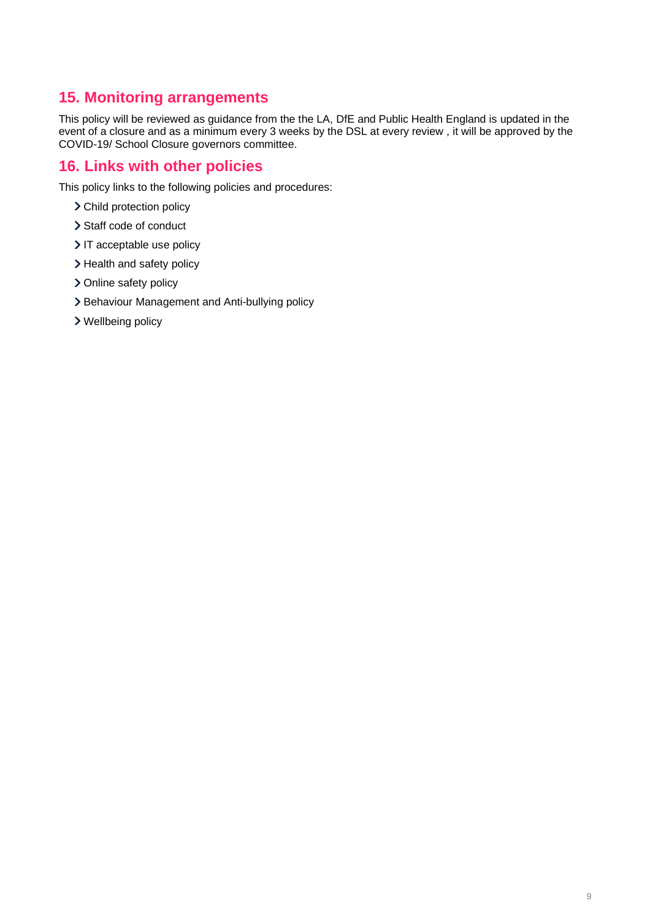## 15. Monitoring arrangements

This policy will be reviewed as guidance from the the LA, DfE and Public Health England is updated in the event of a closure and as a minimum every 3 weeks by the DSL at every review , it will be approved by the COVID-19/ School Closure governors committee.

## 16. Links with other policies

This policy links to the following policies and procedures:

- Child protection policy
- Staff code of conduct
- IT acceptable use policy
- Health and safety policy
- Online safety policy
- Behaviour Management and Anti-bullying policy
- Wellbeing policy